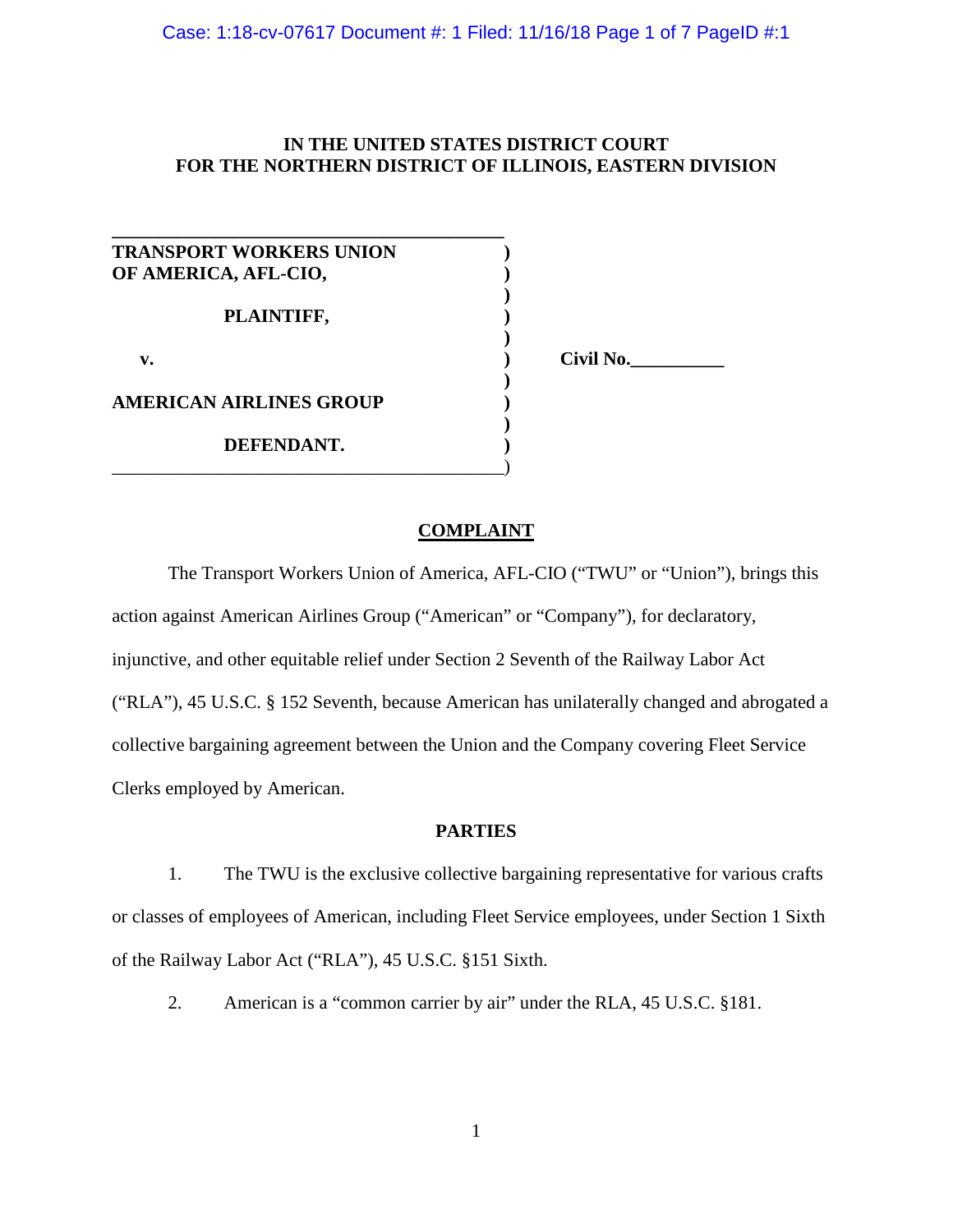# IN THE UNITED STATES DISTRICT COURT
# FOR THE NORTHERN DISTRICT OF ILLINOIS, EASTERN DIVISION

**TRANSPORT WORKERS UNION OF AMERICA, AFL-CIO,**

**PLAINTIFF,**

**v.**

**AMERICAN AIRLINES GROUP**

**DEFENDANT.**

**Civil No.__________**

## COMPLAINT

The Transport Workers Union of America, AFL-CIO ("TWU" or "Union"), brings this action against American Airlines Group ("American" or "Company"), for declaratory, injunctive, and other equitable relief under Section 2 Seventh of the Railway Labor Act ("RLA"), 45 U.S.C. § 152 Seventh, because American has unilaterally changed and abrogated a collective bargaining agreement between the Union and the Company covering Fleet Service Clerks employed by American.

## PARTIES

1. The TWU is the exclusive collective bargaining representative for various crafts or classes of employees of American, including Fleet Service employees, under Section 1 Sixth of the Railway Labor Act ("RLA"), 45 U.S.C. §151 Sixth.

2. American is a "common carrier by air" under the RLA, 45 U.S.C. §181.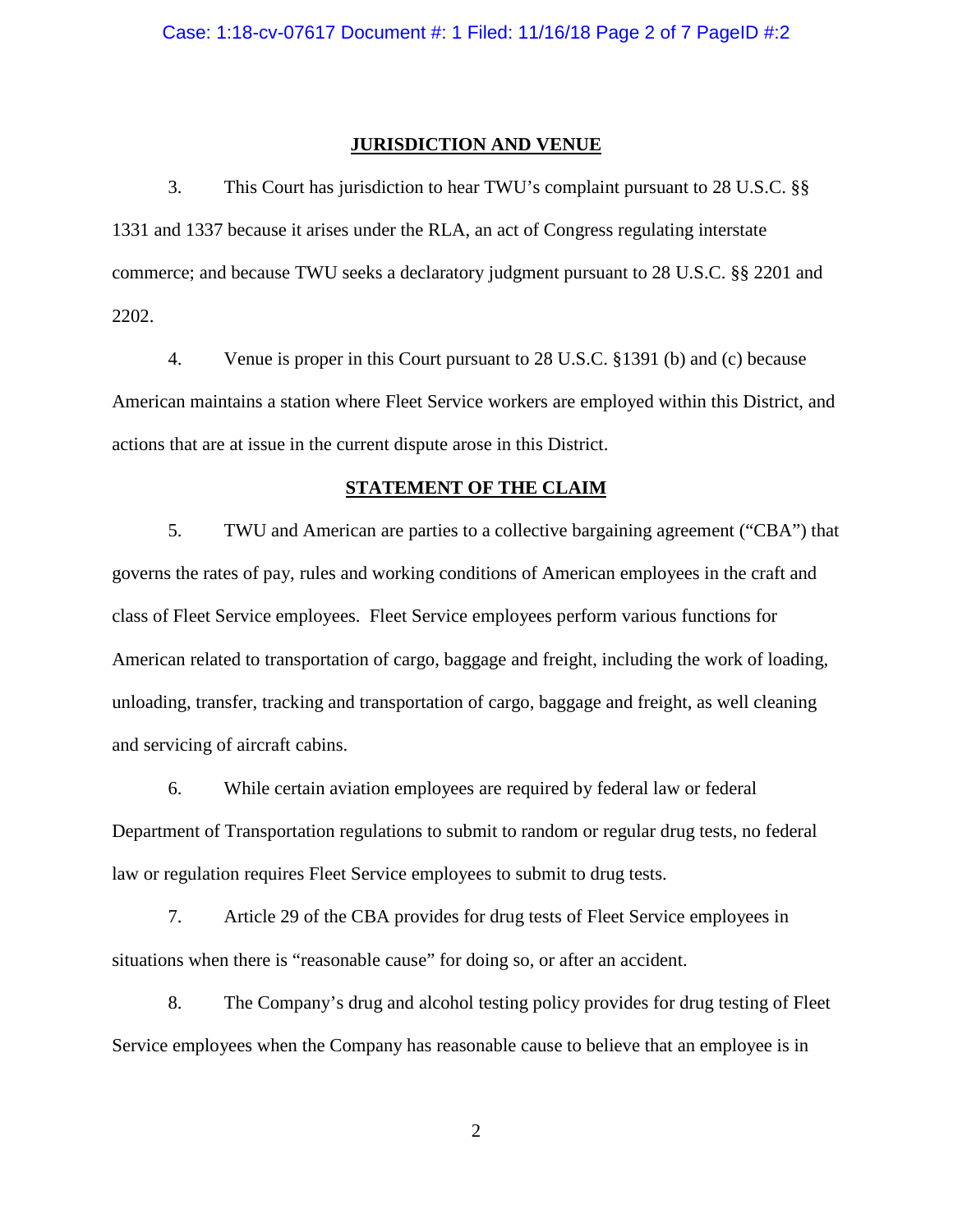## JURISDICTION AND VENUE

3. This Court has jurisdiction to hear TWU's complaint pursuant to 28 U.S.C. §§ 1331 and 1337 because it arises under the RLA, an act of Congress regulating interstate commerce; and because TWU seeks a declaratory judgment pursuant to 28 U.S.C. §§ 2201 and 2202.

4. Venue is proper in this Court pursuant to 28 U.S.C. §1391 (b) and (c) because American maintains a station where Fleet Service workers are employed within this District, and actions that are at issue in the current dispute arose in this District.

## STATEMENT OF THE CLAIM

5. TWU and American are parties to a collective bargaining agreement ("CBA") that governs the rates of pay, rules and working conditions of American employees in the craft and class of Fleet Service employees. Fleet Service employees perform various functions for American related to transportation of cargo, baggage and freight, including the work of loading, unloading, transfer, tracking and transportation of cargo, baggage and freight, as well cleaning and servicing of aircraft cabins.

6. While certain aviation employees are required by federal law or federal Department of Transportation regulations to submit to random or regular drug tests, no federal law or regulation requires Fleet Service employees to submit to drug tests.

7. Article 29 of the CBA provides for drug tests of Fleet Service employees in situations when there is "reasonable cause" for doing so, or after an accident.

8. The Company's drug and alcohol testing policy provides for drug testing of Fleet Service employees when the Company has reasonable cause to believe that an employee is in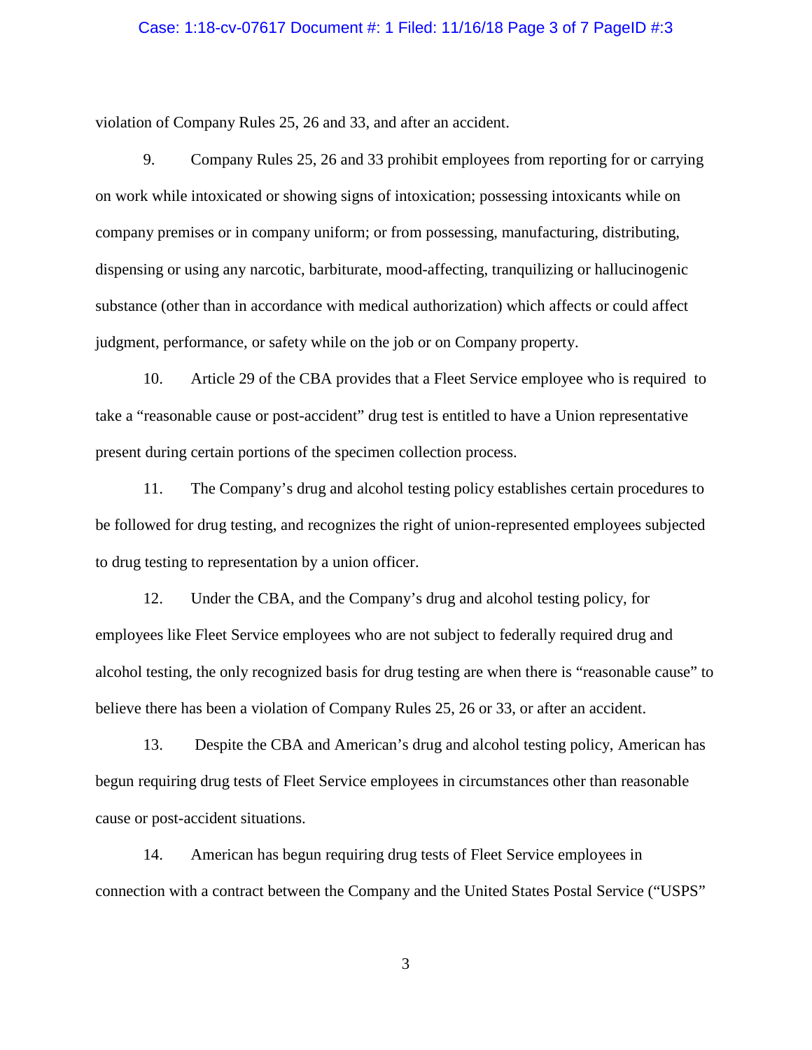violation of Company Rules 25, 26 and 33, and after an accident.

9. Company Rules 25, 26 and 33 prohibit employees from reporting for or carrying on work while intoxicated or showing signs of intoxication; possessing intoxicants while on company premises or in company uniform; or from possessing, manufacturing, distributing, dispensing or using any narcotic, barbiturate, mood-affecting, tranquilizing or hallucinogenic substance (other than in accordance with medical authorization) which affects or could affect judgment, performance, or safety while on the job or on Company property.

10. Article 29 of the CBA provides that a Fleet Service employee who is required to take a "reasonable cause or post-accident" drug test is entitled to have a Union representative present during certain portions of the specimen collection process.

11. The Company's drug and alcohol testing policy establishes certain procedures to be followed for drug testing, and recognizes the right of union-represented employees subjected to drug testing to representation by a union officer.

12. Under the CBA, and the Company's drug and alcohol testing policy, for employees like Fleet Service employees who are not subject to federally required drug and alcohol testing, the only recognized basis for drug testing are when there is "reasonable cause" to believe there has been a violation of Company Rules 25, 26 or 33, or after an accident.

13. Despite the CBA and American's drug and alcohol testing policy, American has begun requiring drug tests of Fleet Service employees in circumstances other than reasonable cause or post-accident situations.

14. American has begun requiring drug tests of Fleet Service employees in connection with a contract between the Company and the United States Postal Service ("USPS"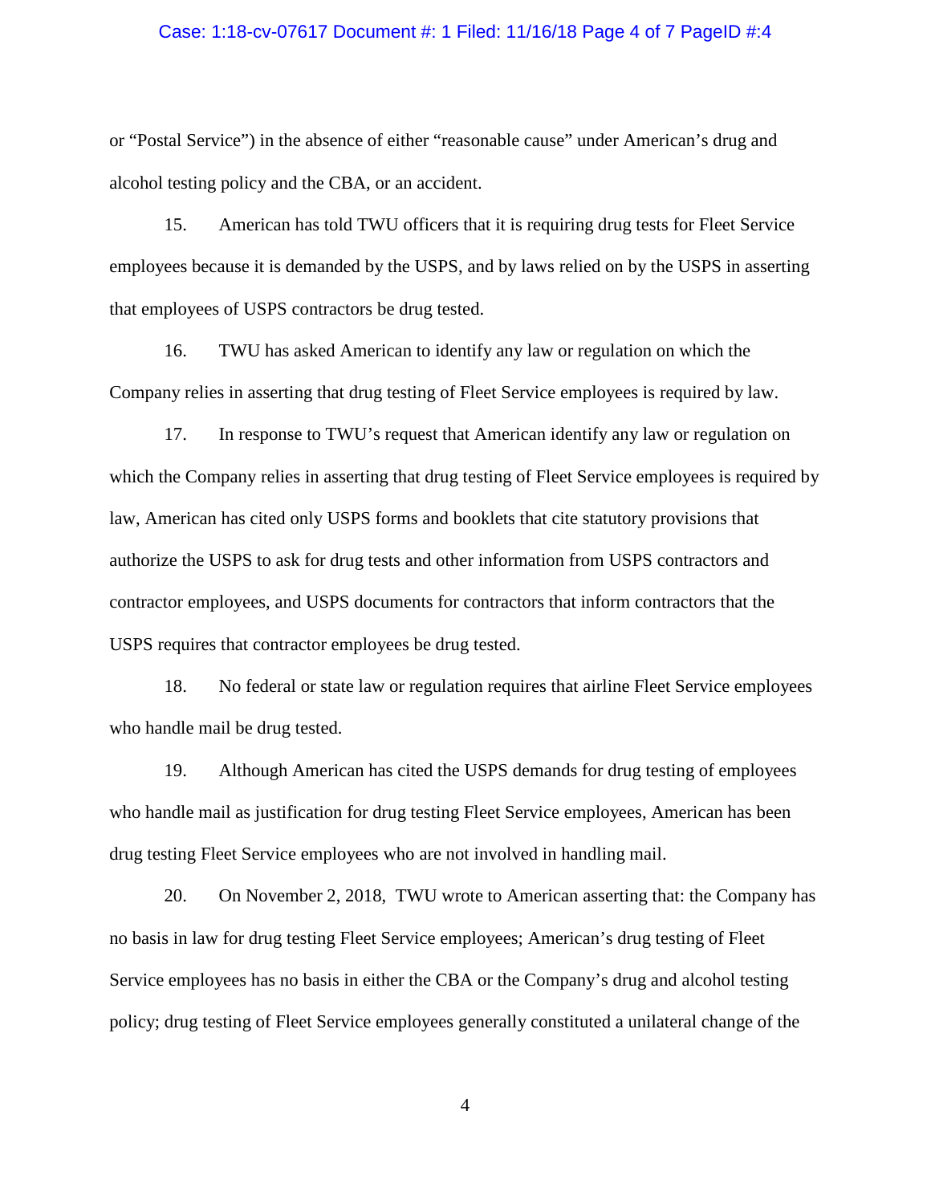or "Postal Service") in the absence of either "reasonable cause" under American's drug and alcohol testing policy and the CBA, or an accident.

15. American has told TWU officers that it is requiring drug tests for Fleet Service employees because it is demanded by the USPS, and by laws relied on by the USPS in asserting that employees of USPS contractors be drug tested.

16. TWU has asked American to identify any law or regulation on which the Company relies in asserting that drug testing of Fleet Service employees is required by law.

17. In response to TWU's request that American identify any law or regulation on which the Company relies in asserting that drug testing of Fleet Service employees is required by law, American has cited only USPS forms and booklets that cite statutory provisions that authorize the USPS to ask for drug tests and other information from USPS contractors and contractor employees, and USPS documents for contractors that inform contractors that the USPS requires that contractor employees be drug tested.

18. No federal or state law or regulation requires that airline Fleet Service employees who handle mail be drug tested.

19. Although American has cited the USPS demands for drug testing of employees who handle mail as justification for drug testing Fleet Service employees, American has been drug testing Fleet Service employees who are not involved in handling mail.

20. On November 2, 2018, TWU wrote to American asserting that: the Company has no basis in law for drug testing Fleet Service employees; American's drug testing of Fleet Service employees has no basis in either the CBA or the Company's drug and alcohol testing policy; drug testing of Fleet Service employees generally constituted a unilateral change of the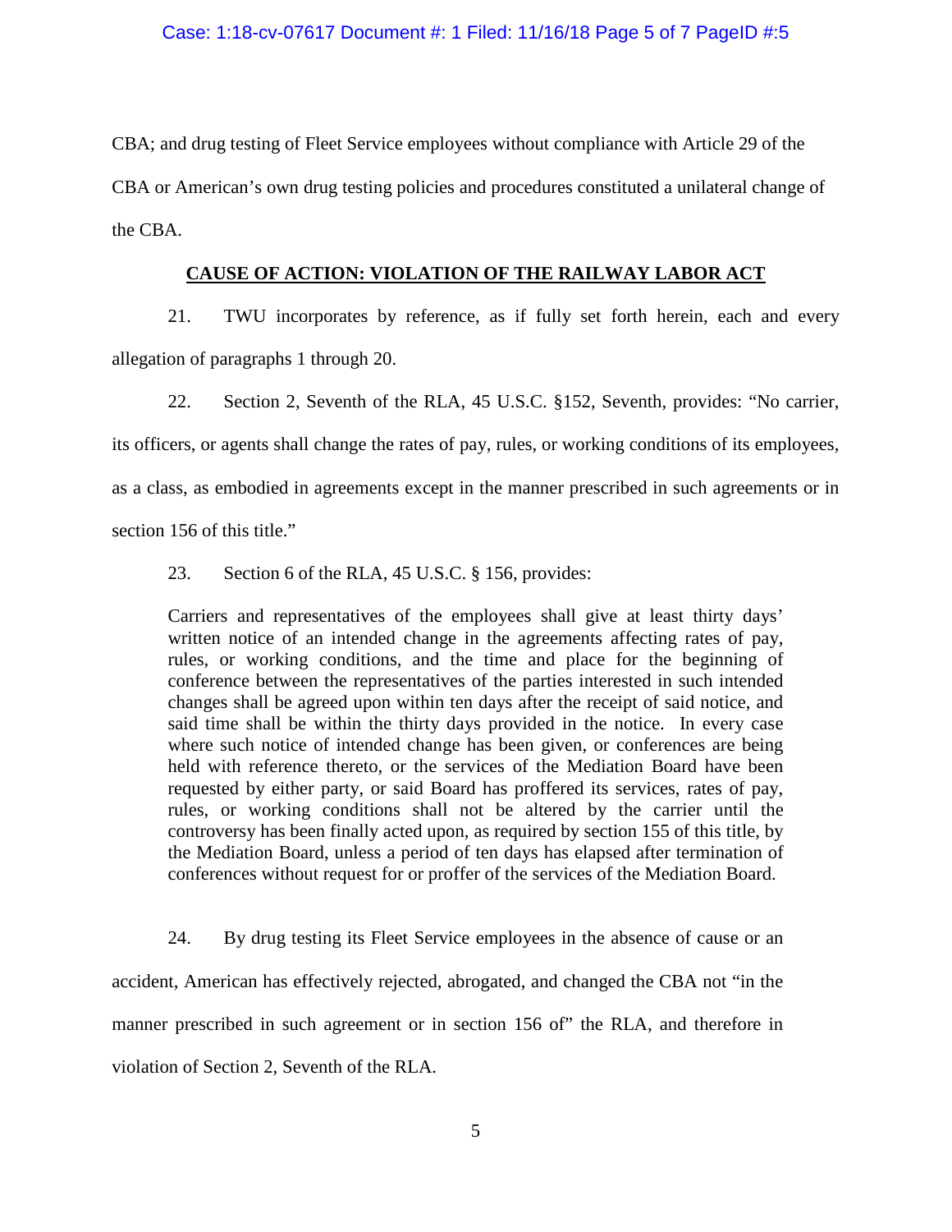CBA; and drug testing of Fleet Service employees without compliance with Article 29 of the CBA or American's own drug testing policies and procedures constituted a unilateral change of the CBA.

## CAUSE OF ACTION: VIOLATION OF THE RAILWAY LABOR ACT

21. TWU incorporates by reference, as if fully set forth herein, each and every allegation of paragraphs 1 through 20.

22. Section 2, Seventh of the RLA, 45 U.S.C. §152, Seventh, provides: "No carrier, its officers, or agents shall change the rates of pay, rules, or working conditions of its employees, as a class, as embodied in agreements except in the manner prescribed in such agreements or in section 156 of this title."

23. Section 6 of the RLA, 45 U.S.C. § 156, provides:

> Carriers and representatives of the employees shall give at least thirty days' written notice of an intended change in the agreements affecting rates of pay, rules, or working conditions, and the time and place for the beginning of conference between the representatives of the parties interested in such intended changes shall be agreed upon within ten days after the receipt of said notice, and said time shall be within the thirty days provided in the notice. In every case where such notice of intended change has been given, or conferences are being held with reference thereto, or the services of the Mediation Board have been requested by either party, or said Board has proffered its services, rates of pay, rules, or working conditions shall not be altered by the carrier until the controversy has been finally acted upon, as required by section 155 of this title, by the Mediation Board, unless a period of ten days has elapsed after termination of conferences without request for or proffer of the services of the Mediation Board.

24. By drug testing its Fleet Service employees in the absence of cause or an accident, American has effectively rejected, abrogated, and changed the CBA not "in the manner prescribed in such agreement or in section 156 of" the RLA, and therefore in violation of Section 2, Seventh of the RLA.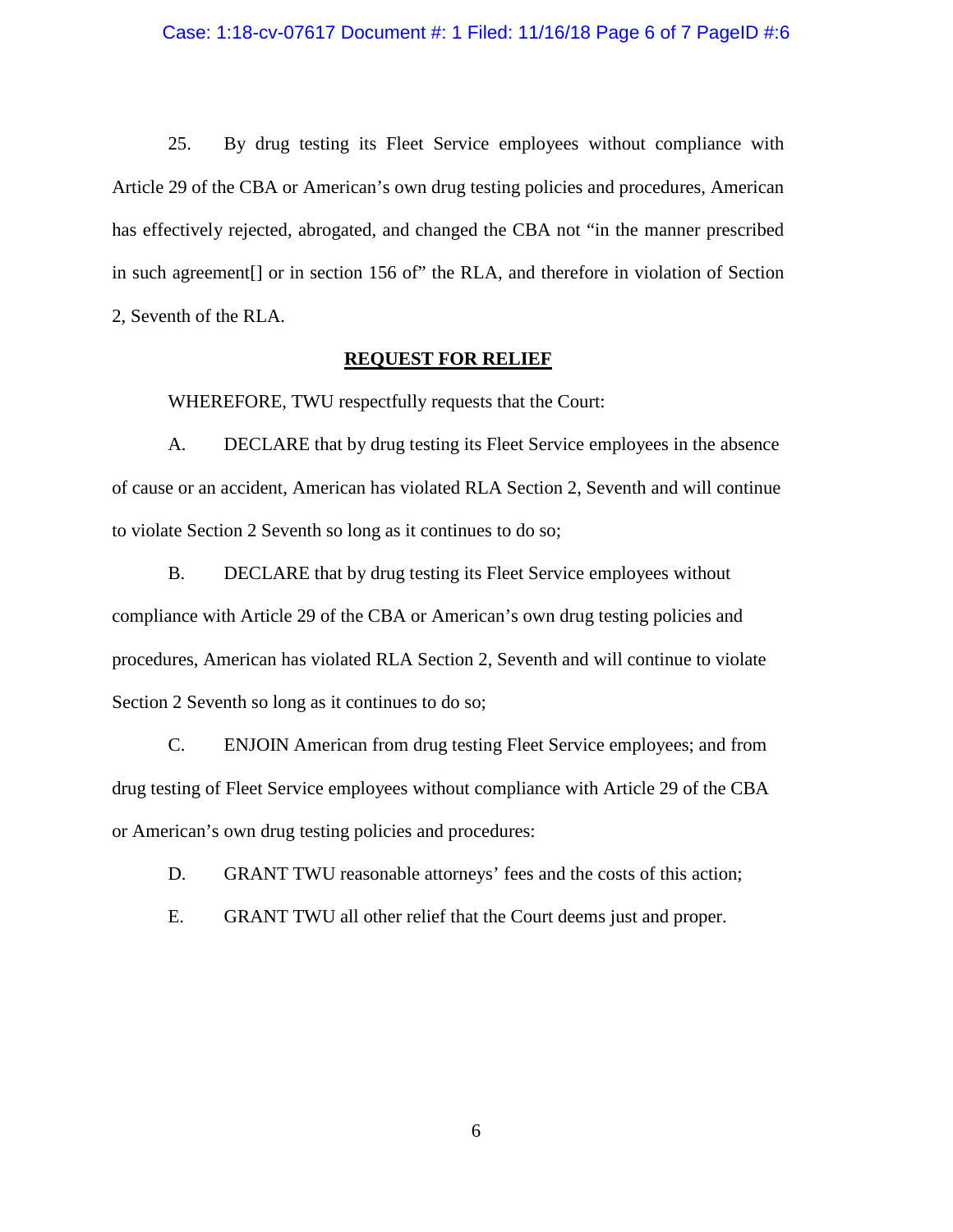25. By drug testing its Fleet Service employees without compliance with Article 29 of the CBA or American's own drug testing policies and procedures, American has effectively rejected, abrogated, and changed the CBA not "in the manner prescribed in such agreement[] or in section 156 of" the RLA, and therefore in violation of Section 2, Seventh of the RLA.

## REQUEST FOR RELIEF

WHEREFORE, TWU respectfully requests that the Court:

A. DECLARE that by drug testing its Fleet Service employees in the absence of cause or an accident, American has violated RLA Section 2, Seventh and will continue to violate Section 2 Seventh so long as it continues to do so;

B. DECLARE that by drug testing its Fleet Service employees without compliance with Article 29 of the CBA or American's own drug testing policies and procedures, American has violated RLA Section 2, Seventh and will continue to violate Section 2 Seventh so long as it continues to do so;

C. ENJOIN American from drug testing Fleet Service employees; and from drug testing of Fleet Service employees without compliance with Article 29 of the CBA or American's own drug testing policies and procedures:

D. GRANT TWU reasonable attorneys' fees and the costs of this action;

E. GRANT TWU all other relief that the Court deems just and proper.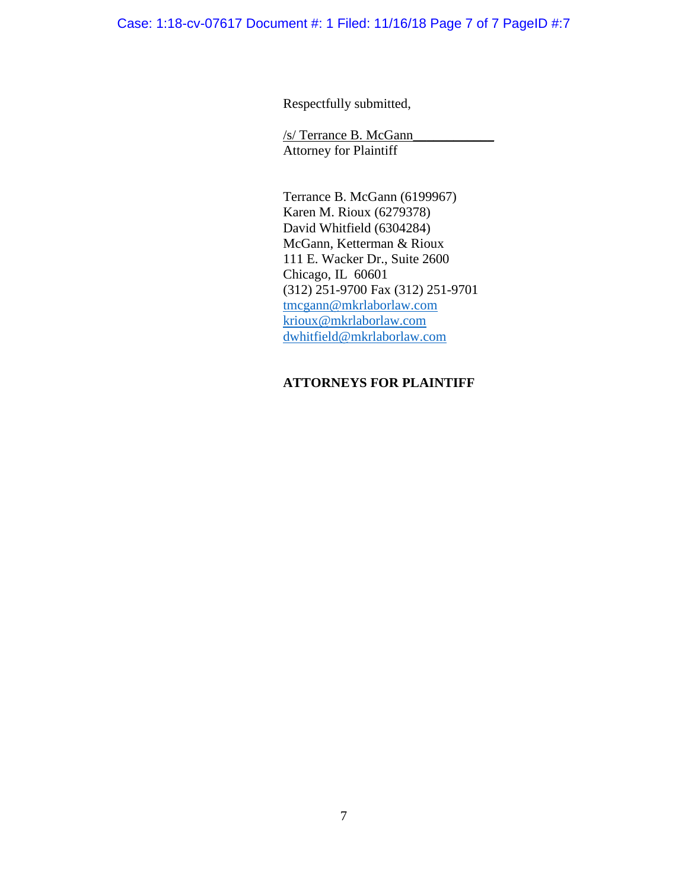Respectfully submitted,

/s/ Terrance B. McGann____________
Attorney for Plaintiff

Terrance B. McGann (6199967)
Karen M. Rioux (6279378)
David Whitfield (6304284)
McGann, Ketterman & Rioux
111 E. Wacker Dr., Suite 2600
Chicago, IL 60601
(312) 251-9700 Fax (312) 251-9701
tmcgann@mkrlaborlaw.com
krioux@mkrlaborlaw.com
dwhitfield@mkrlaborlaw.com

**ATTORNEYS FOR PLAINTIFF**